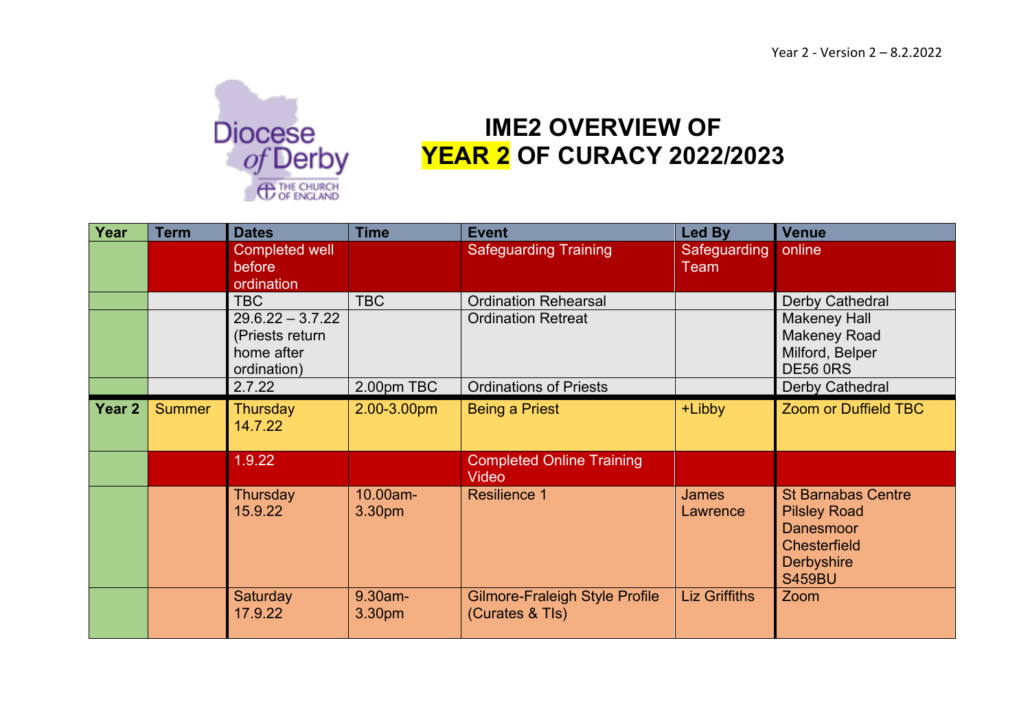Year 2 - Version 2 – 8.2.2022

Diocese of Derby
THE CHURCH OF ENGLAND

# IME2 OVERVIEW OF YEAR 2 OF CURACY 2022/2023

| Year | Term | Dates | Time | Event | Led By | Venue |
|---|---|---|---|---|---|---|
| | | Completed well before ordination | | Safeguarding Training | Safeguarding Team | online |
| | | TBC | TBC | Ordination Rehearsal | | Derby Cathedral |
| | | 29.6.22 – 3.7.22 (Priests return home after ordination) | | Ordination Retreat | | Makeney Hall Makeney Road Milford, Belper DE56 0RS |
| | | 2.7.22 | 2.00pm TBC | Ordinations of Priests | | Derby Cathedral |
| Year 2 | Summer | Thursday 14.7.22 | 2.00-3.00pm | Being a Priest | +Libby | Zoom or Duffield TBC |
| | | 1.9.22 | | Completed Online Training Video | | |
| | | Thursday 15.9.22 | 10.00am-3.30pm | Resilience 1 | James Lawrence | St Barnabas Centre Pilsley Road Danesmoor Chesterfield Derbyshire S459BU |
| | | Saturday 17.9.22 | 9.30am-3.30pm | Gilmore-Fraleigh Style Profile (Curates & TIs) | Liz Griffiths | Zoom |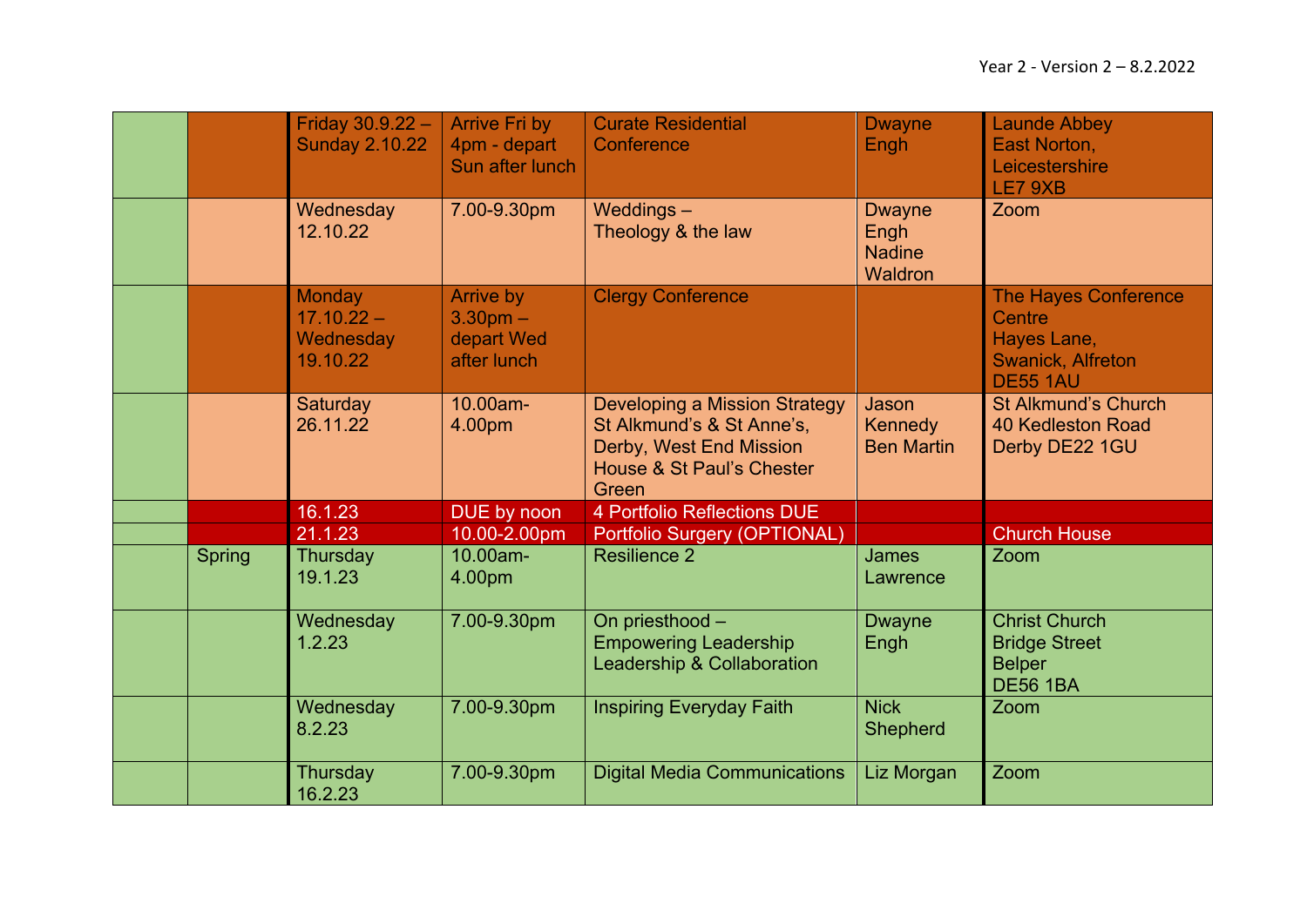| | | | | | | |
|---|---|---|---|---|---|---|
| | | Friday 30.9.22 – Sunday 2.10.22 | Arrive Fri by 4pm - depart Sun after lunch | Curate Residential Conference | Dwayne Engh | Launde Abbey East Norton, Leicestershire LE7 9XB |
| | | Wednesday 12.10.22 | 7.00-9.30pm | Weddings – Theology & the law | Dwayne Engh Nadine Waldron | Zoom |
| | | Monday 17.10.22 – Wednesday 19.10.22 | Arrive by 3.30pm – depart Wed after lunch | Clergy Conference | | The Hayes Conference Centre Hayes Lane, Swanick, Alfreton DE55 1AU |
| | | Saturday 26.11.22 | 10.00am-4.00pm | Developing a Mission Strategy St Alkmund's & St Anne's, Derby, West End Mission House & St Paul's Chester Green | Jason Kennedy Ben Martin | St Alkmund's Church 40 Kedleston Road Derby DE22 1GU |
| | | 16.1.23 | DUE by noon | 4 Portfolio Reflections DUE | | |
| | | 21.1.23 | 10.00-2.00pm | Portfolio Surgery (OPTIONAL) | | Church House |
| | Spring | Thursday 19.1.23 | 10.00am-4.00pm | Resilience 2 | James Lawrence | Zoom |
| | | Wednesday 1.2.23 | 7.00-9.30pm | On priesthood – Empowering Leadership Leadership & Collaboration | Dwayne Engh | Christ Church Bridge Street Belper DE56 1BA |
| | | Wednesday 8.2.23 | 7.00-9.30pm | Inspiring Everyday Faith | Nick Shepherd | Zoom |
| | | Thursday 16.2.23 | 7.00-9.30pm | Digital Media Communications | Liz Morgan | Zoom |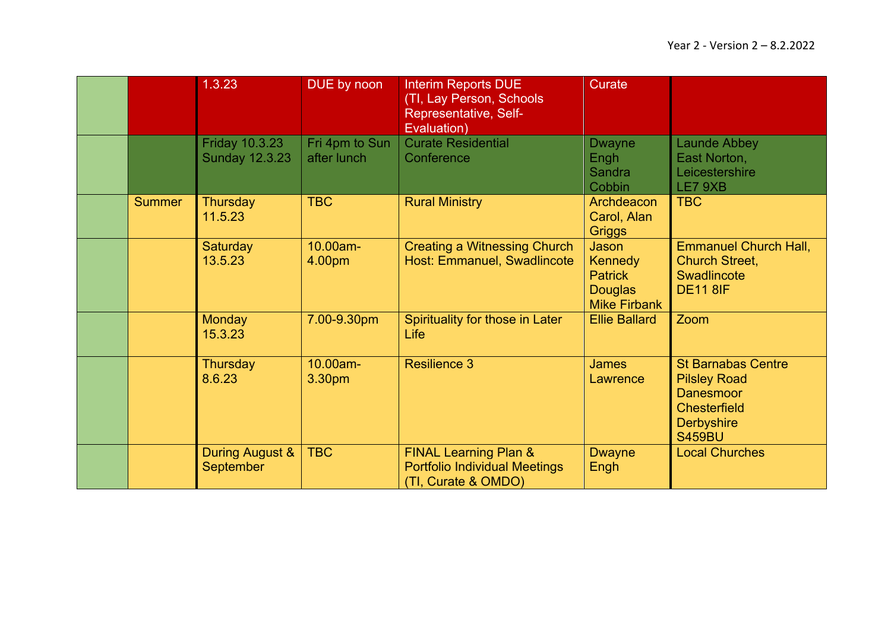| | | | | | | |
|---|---|---|---|---|---|---|
| | | 1.3.23 | DUE by noon | Interim Reports DUE (TI, Lay Person, Schools Representative, Self-Evaluation) | Curate | |
| | | Friday 10.3.23 Sunday 12.3.23 | Fri 4pm to Sun after lunch | Curate Residential Conference | Dwayne Engh Sandra Cobbin | Launde Abbey East Norton, Leicestershire LE7 9XB |
| | Summer | Thursday 11.5.23 | TBC | Rural Ministry | Archdeacon Carol, Alan Griggs | TBC |
| | | Saturday 13.5.23 | 10.00am-4.00pm | Creating a Witnessing Church Host: Emmanuel, Swadlincote | Jason Kennedy Patrick Douglas Mike Firbank | Emmanuel Church Hall, Church Street, Swadlincote DE11 8IF |
| | | Monday 15.3.23 | 7.00-9.30pm | Spirituality for those in Later Life | Ellie Ballard | Zoom |
| | | Thursday 8.6.23 | 10.00am-3.30pm | Resilience 3 | James Lawrence | St Barnabas Centre Pilsley Road Danesmoor Chesterfield Derbyshire S459BU |
| | | During August & September | TBC | FINAL Learning Plan & Portfolio Individual Meetings (TI, Curate & OMDO) | Dwayne Engh | Local Churches |